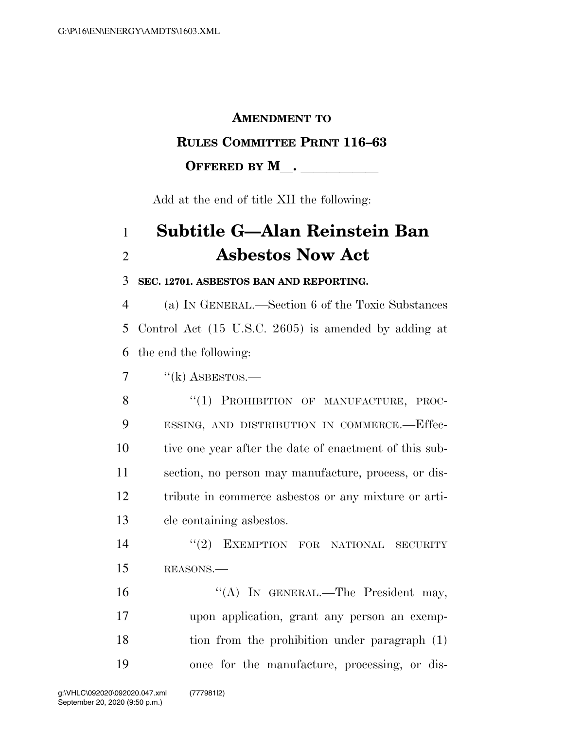**AMENDMENT TO**

**RULES COMMITTEE PRINT 116–63**

**OFFERED BY M__. ___________**

Add at the end of title XII the following:

# Subtitle G—Alan Reinstein Ban Asbestos Now Act

**SEC. 12701. ASBESTOS BAN AND REPORTING.**

(a) IN GENERAL.—Section 6 of the Toxic Substances Control Act (15 U.S.C. 2605) is amended by adding at the end the following:

"(k) ASBESTOS.—

"(1) PROHIBITION OF MANUFACTURE, PROCESSING, AND DISTRIBUTION IN COMMERCE.—Effective one year after the date of enactment of this subsection, no person may manufacture, process, or distribute in commerce asbestos or any mixture or article containing asbestos.

"(2) EXEMPTION FOR NATIONAL SECURITY REASONS.—

"(A) IN GENERAL.—The President may, upon application, grant any person an exemption from the prohibition under paragraph (1) once for the manufacture, processing, or dis-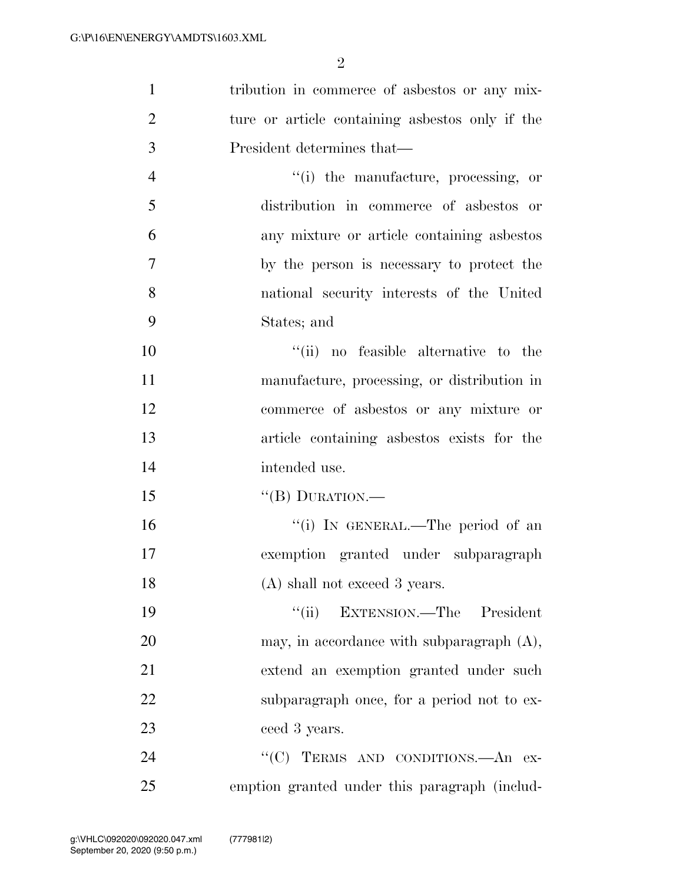tribution in commerce of asbestos or any mixture or article containing asbestos only if the President determines that—

"(i) the manufacture, processing, or distribution in commerce of asbestos or any mixture or article containing asbestos by the person is necessary to protect the national security interests of the United States; and

"(ii) no feasible alternative to the manufacture, processing, or distribution in commerce of asbestos or any mixture or article containing asbestos exists for the intended use.

"(B) DURATION.—

"(i) IN GENERAL.—The period of an exemption granted under subparagraph (A) shall not exceed 3 years.

"(ii) EXTENSION.—The President may, in accordance with subparagraph (A), extend an exemption granted under such subparagraph once, for a period not to exceed 3 years.

"(C) TERMS AND CONDITIONS.—An exemption granted under this paragraph (includ-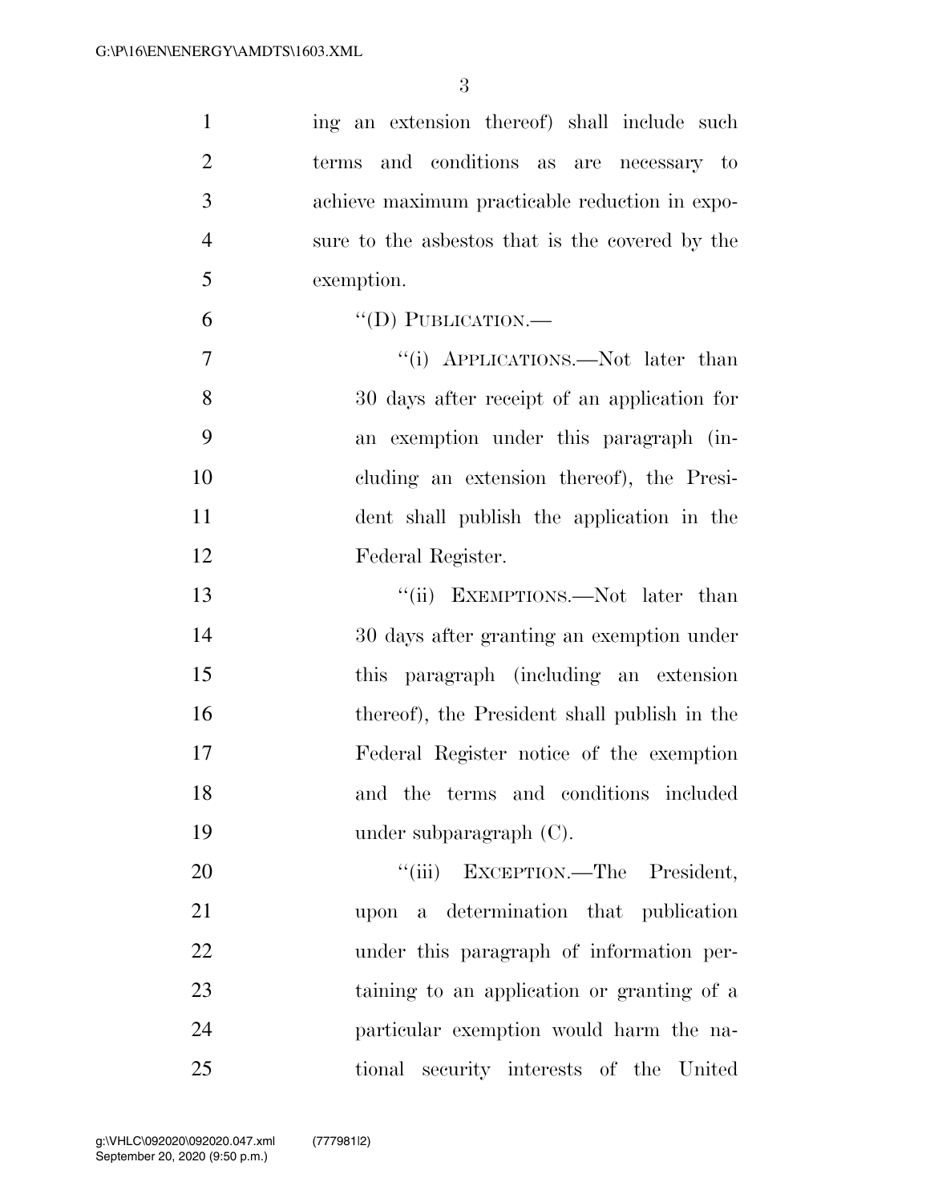ing an extension thereof) shall include such terms and conditions as are necessary to achieve maximum practicable reduction in exposure to the asbestos that is the covered by the exemption.

"(D) PUBLICATION.—

"(i) APPLICATIONS.—Not later than 30 days after receipt of an application for an exemption under this paragraph (including an extension thereof), the President shall publish the application in the Federal Register.

"(ii) EXEMPTIONS.—Not later than 30 days after granting an exemption under this paragraph (including an extension thereof), the President shall publish in the Federal Register notice of the exemption and the terms and conditions included under subparagraph (C).

"(iii) EXCEPTION.—The President, upon a determination that publication under this paragraph of information pertaining to an application or granting of a particular exemption would harm the national security interests of the United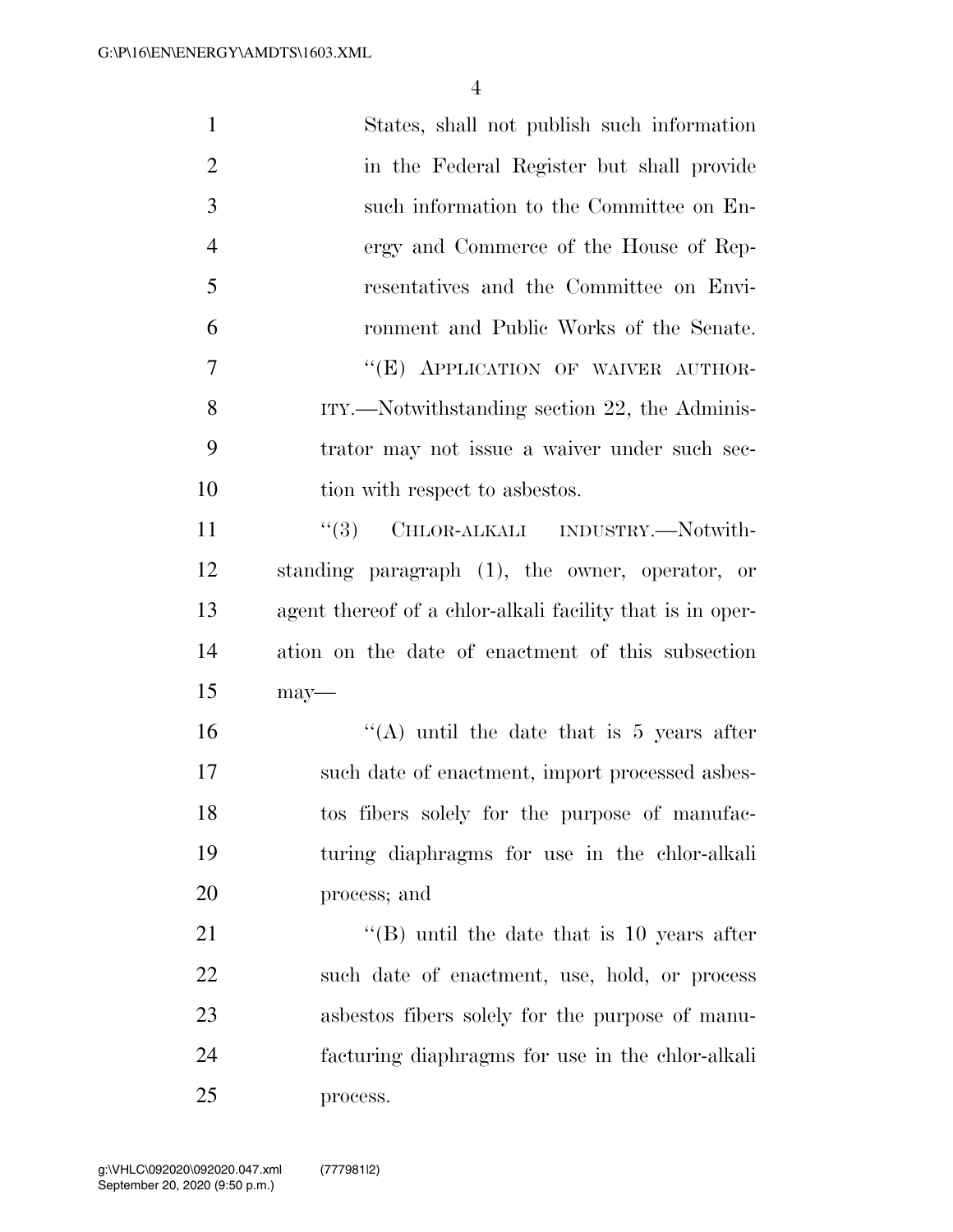States, shall not publish such information in the Federal Register but shall provide such information to the Committee on Energy and Commerce of the House of Representatives and the Committee on Environment and Public Works of the Senate.

"(E) APPLICATION OF WAIVER AUTHORITY.—Notwithstanding section 22, the Administrator may not issue a waiver under such section with respect to asbestos.

"(3) CHLOR-ALKALI INDUSTRY.—Notwithstanding paragraph (1), the owner, operator, or agent thereof of a chlor-alkali facility that is in operation on the date of enactment of this subsection may—

"(A) until the date that is 5 years after such date of enactment, import processed asbestos fibers solely for the purpose of manufacturing diaphragms for use in the chlor-alkali process; and

"(B) until the date that is 10 years after such date of enactment, use, hold, or process asbestos fibers solely for the purpose of manufacturing diaphragms for use in the chlor-alkali process.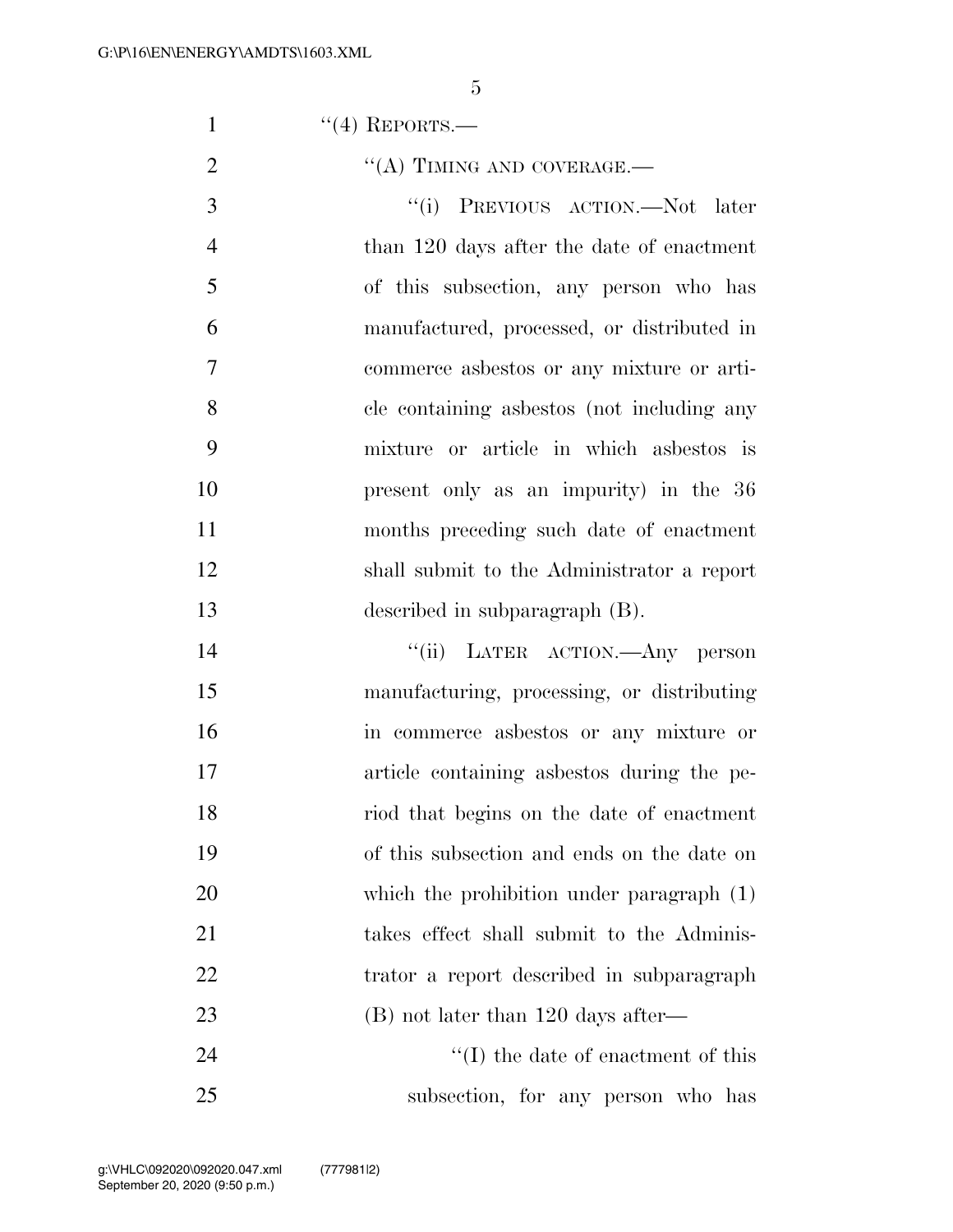"(4) REPORTS.—

"(A) TIMING AND COVERAGE.—

"(i) PREVIOUS ACTION.—Not later than 120 days after the date of enactment of this subsection, any person who has manufactured, processed, or distributed in commerce asbestos or any mixture or article containing asbestos (not including any mixture or article in which asbestos is present only as an impurity) in the 36 months preceding such date of enactment shall submit to the Administrator a report described in subparagraph (B).

"(ii) LATER ACTION.—Any person manufacturing, processing, or distributing in commerce asbestos or any mixture or article containing asbestos during the period that begins on the date of enactment of this subsection and ends on the date on which the prohibition under paragraph (1) takes effect shall submit to the Administrator a report described in subparagraph (B) not later than 120 days after—

"(I) the date of enactment of this subsection, for any person who has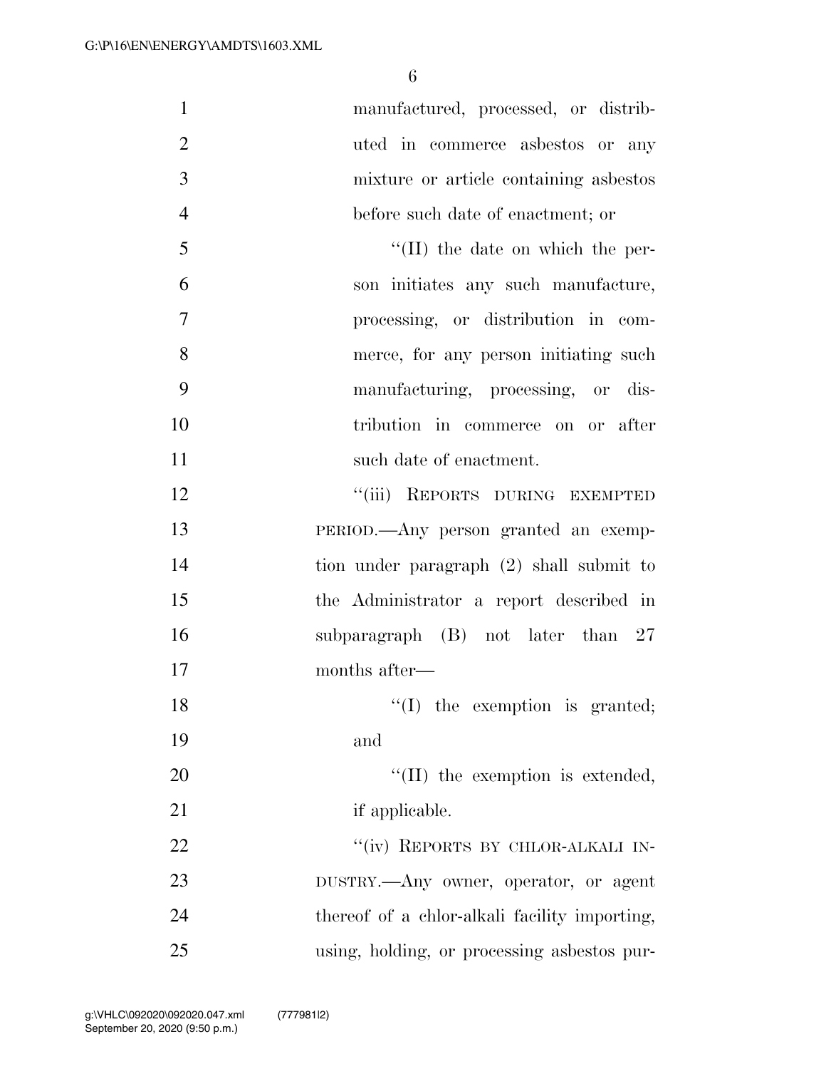manufactured, processed, or distributed in commerce asbestos or any mixture or article containing asbestos before such date of enactment; or

''(II) the date on which the person initiates any such manufacture, processing, or distribution in commerce, for any person initiating such manufacturing, processing, or distribution in commerce on or after such date of enactment.

''(iii) REPORTS DURING EXEMPTED PERIOD.—Any person granted an exemption under paragraph (2) shall submit to the Administrator a report described in subparagraph (B) not later than 27 months after—

''(I) the exemption is granted; and

''(II) the exemption is extended, if applicable.

''(iv) REPORTS BY CHLOR-ALKALI INDUSTRY.—Any owner, operator, or agent thereof of a chlor-alkali facility importing, using, holding, or processing asbestos pur-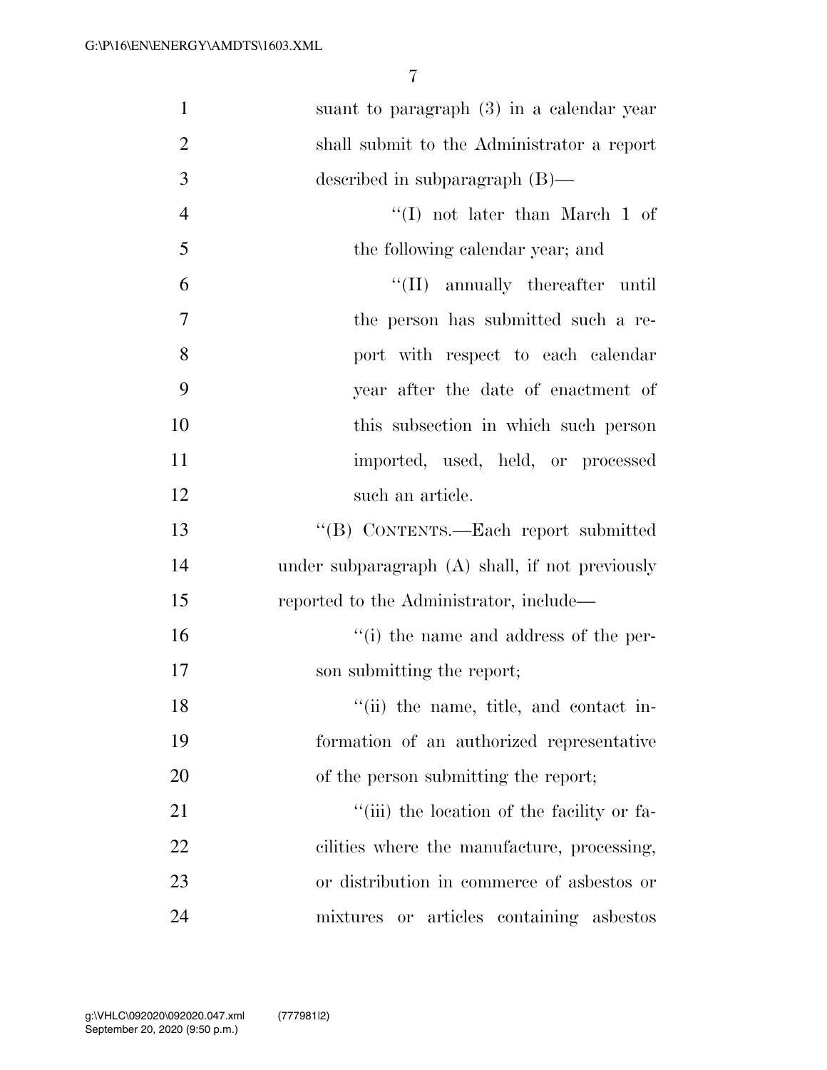suant to paragraph (3) in a calendar year shall submit to the Administrator a report described in subparagraph (B)—

''(I) not later than March 1 of the following calendar year; and

''(II) annually thereafter until the person has submitted such a report with respect to each calendar year after the date of enactment of this subsection in which such person imported, used, held, or processed such an article.

''(B) CONTENTS.—Each report submitted under subparagraph (A) shall, if not previously reported to the Administrator, include—

''(i) the name and address of the person submitting the report;

''(ii) the name, title, and contact information of an authorized representative of the person submitting the report;

''(iii) the location of the facility or facilities where the manufacture, processing, or distribution in commerce of asbestos or mixtures or articles containing asbestos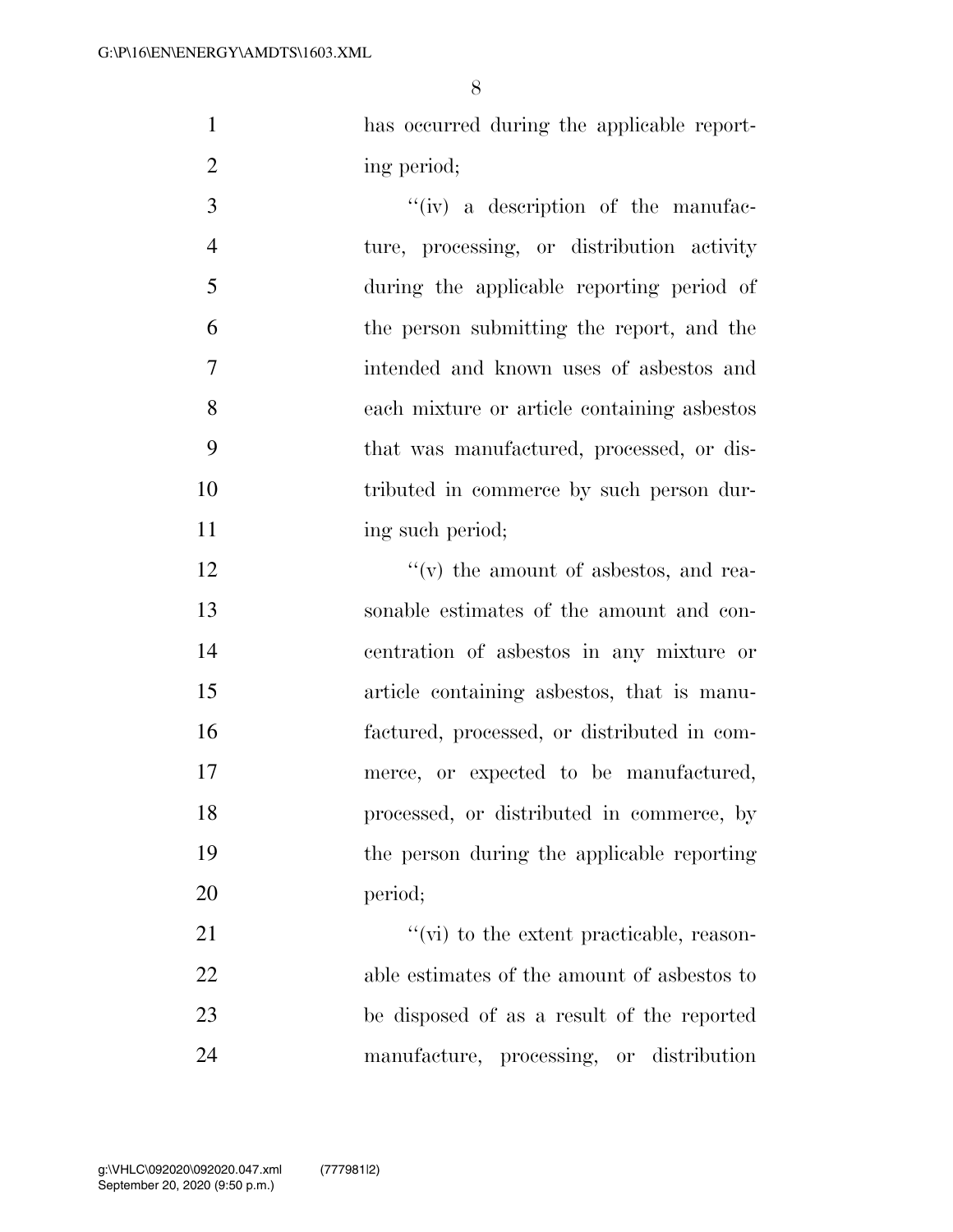has occurred during the applicable reporting period;

''(iv) a description of the manufacture, processing, or distribution activity during the applicable reporting period of the person submitting the report, and the intended and known uses of asbestos and each mixture or article containing asbestos that was manufactured, processed, or distributed in commerce by such person during such period;

''(v) the amount of asbestos, and reasonable estimates of the amount and concentration of asbestos in any mixture or article containing asbestos, that is manufactured, processed, or distributed in commerce, or expected to be manufactured, processed, or distributed in commerce, by the person during the applicable reporting period;

''(vi) to the extent practicable, reasonable estimates of the amount of asbestos to be disposed of as a result of the reported manufacture, processing, or distribution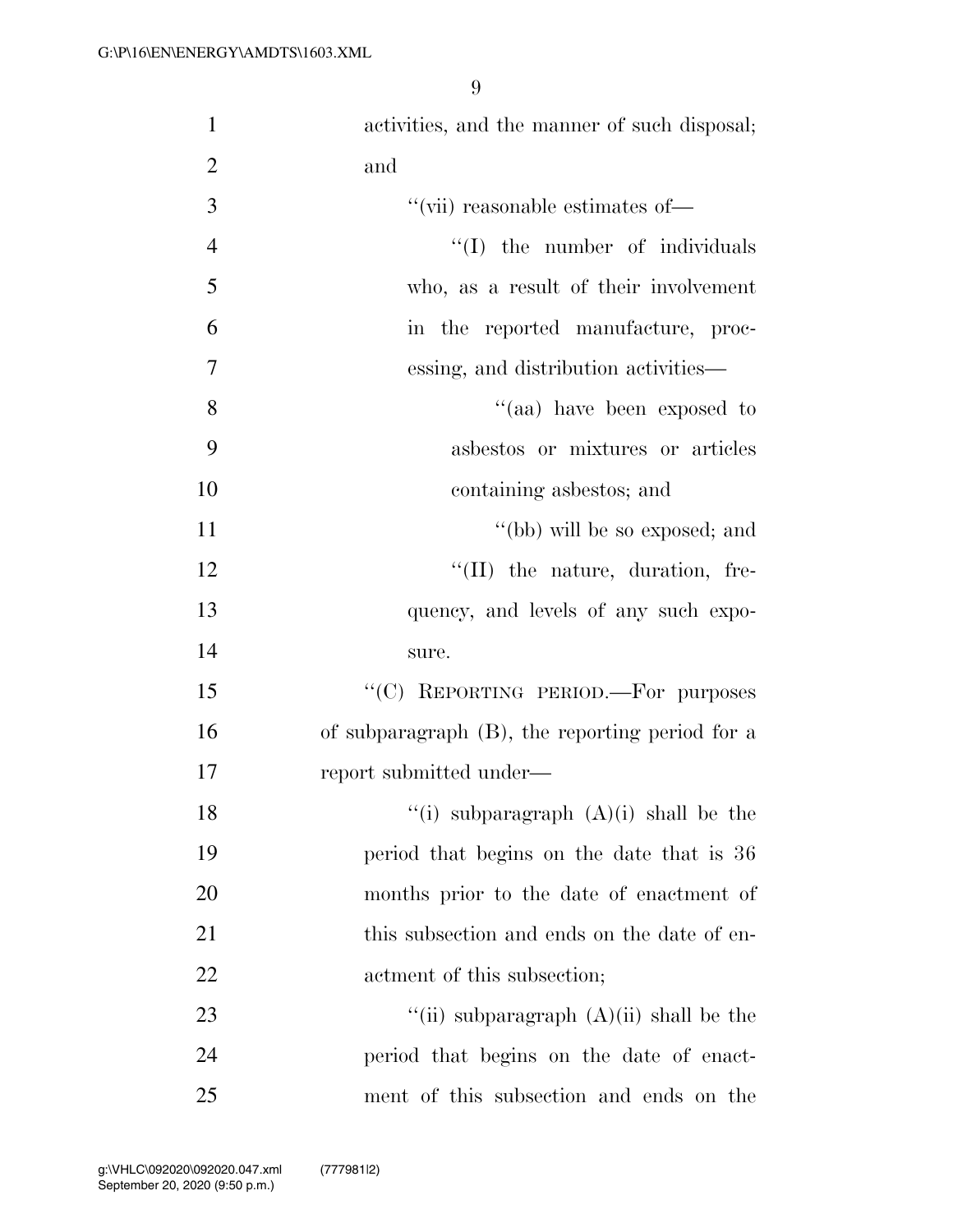activities, and the manner of such disposal; and

''(vii) reasonable estimates of—

''(I) the number of individuals who, as a result of their involvement in the reported manufacture, processing, and distribution activities—

''(aa) have been exposed to asbestos or mixtures or articles containing asbestos; and

''(bb) will be so exposed; and

''(II) the nature, duration, frequency, and levels of any such exposure.

''(C) REPORTING PERIOD.—For purposes of subparagraph (B), the reporting period for a report submitted under—

''(i) subparagraph (A)(i) shall be the period that begins on the date that is 36 months prior to the date of enactment of this subsection and ends on the date of enactment of this subsection;

''(ii) subparagraph (A)(ii) shall be the period that begins on the date of enactment of this subsection and ends on the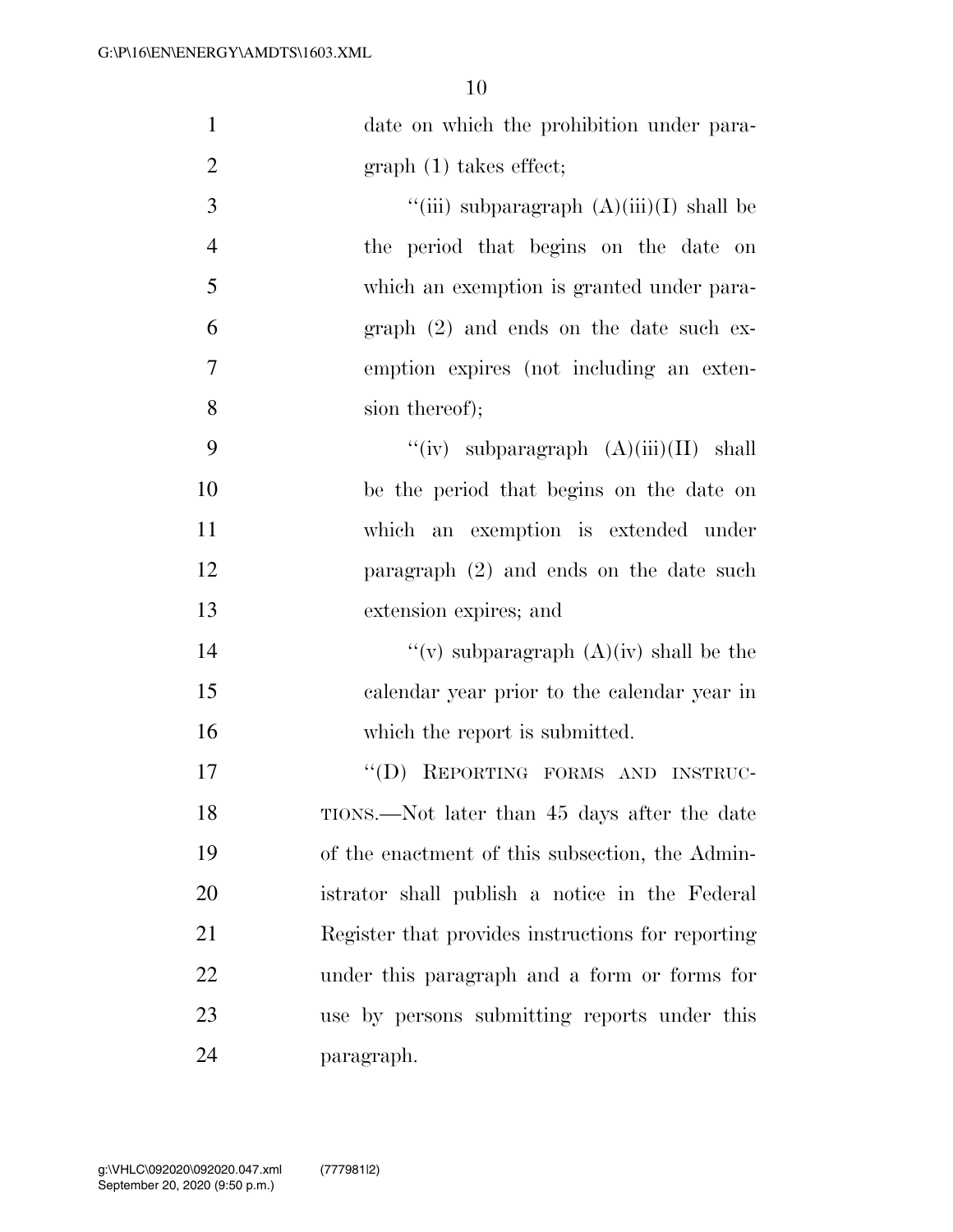date on which the prohibition under paragraph (1) takes effect;

"(iii) subparagraph (A)(iii)(I) shall be the period that begins on the date on which an exemption is granted under paragraph (2) and ends on the date such exemption expires (not including an extension thereof);

"(iv) subparagraph (A)(iii)(II) shall be the period that begins on the date on which an exemption is extended under paragraph (2) and ends on the date such extension expires; and

"(v) subparagraph (A)(iv) shall be the calendar year prior to the calendar year in which the report is submitted.

"(D) REPORTING FORMS AND INSTRUCTIONS.—Not later than 45 days after the date of the enactment of this subsection, the Administrator shall publish a notice in the Federal Register that provides instructions for reporting under this paragraph and a form or forms for use by persons submitting reports under this paragraph.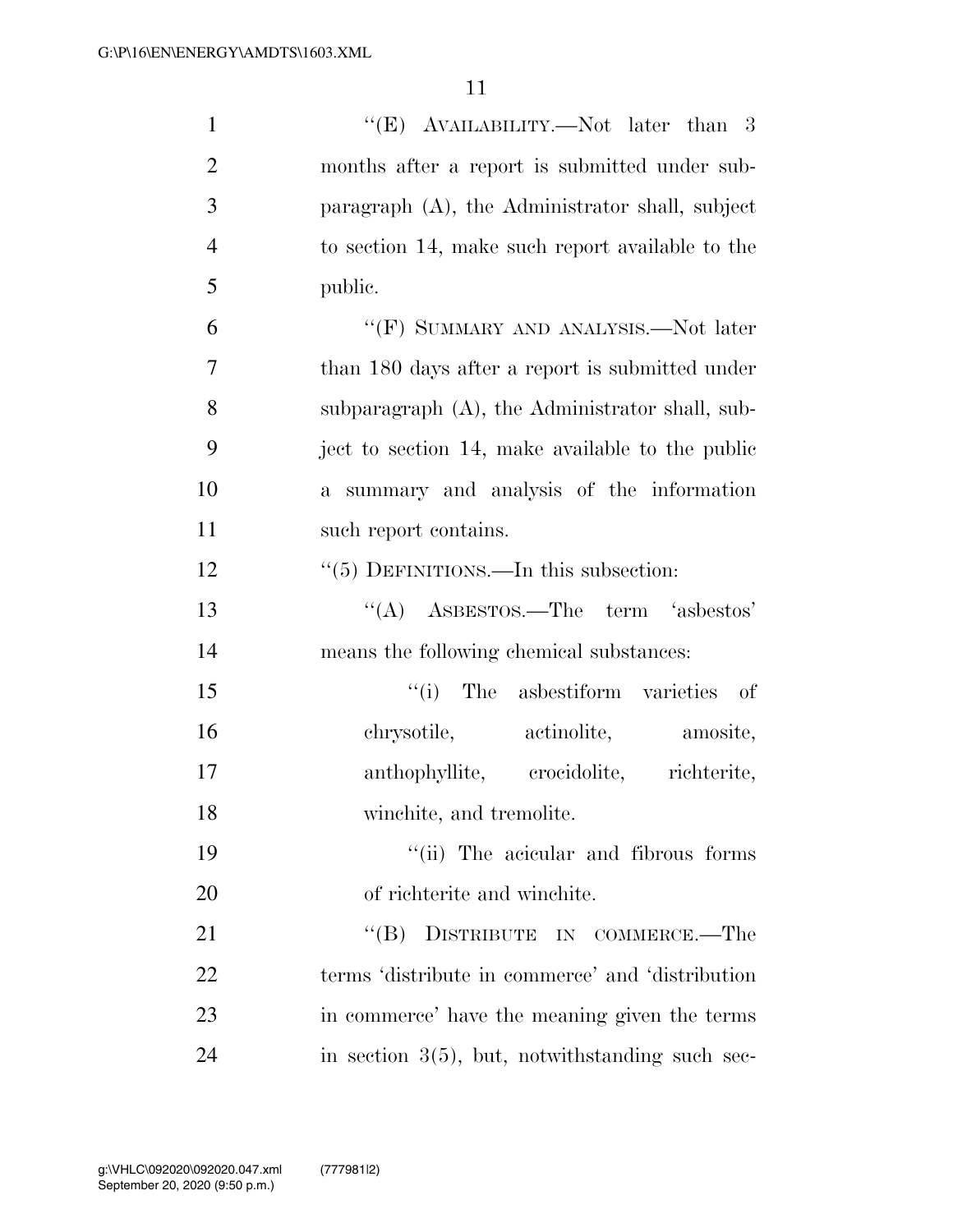"(E) AVAILABILITY.—Not later than 3 months after a report is submitted under subparagraph (A), the Administrator shall, subject to section 14, make such report available to the public.

"(F) SUMMARY AND ANALYSIS.—Not later than 180 days after a report is submitted under subparagraph (A), the Administrator shall, subject to section 14, make available to the public a summary and analysis of the information such report contains.

"(5) DEFINITIONS.—In this subsection:

"(A) ASBESTOS.—The term 'asbestos' means the following chemical substances:

"(i) The asbestiform varieties of chrysotile, actinolite, amosite, anthophyllite, crocidolite, richterite, winchite, and tremolite.

"(ii) The acicular and fibrous forms of richterite and winchite.

"(B) DISTRIBUTE IN COMMERCE.—The terms 'distribute in commerce' and 'distribution in commerce' have the meaning given the terms in section 3(5), but, notwithstanding such sec-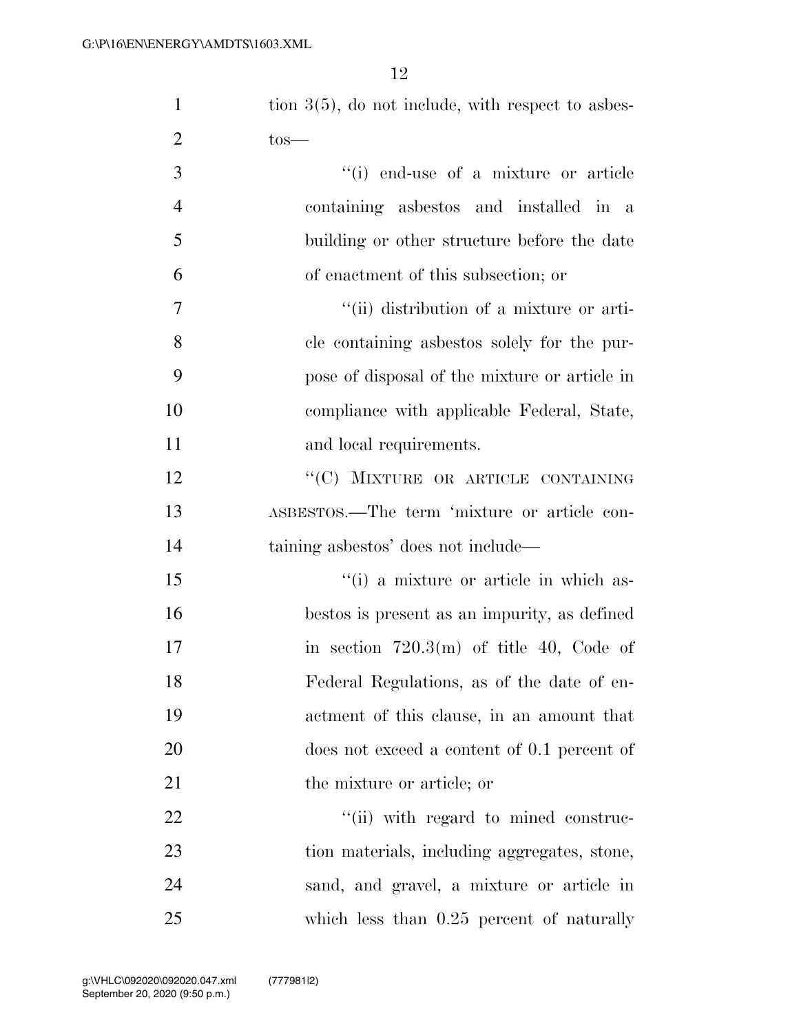tion 3(5), do not include, with respect to asbestos—

"(i) end-use of a mixture or article containing asbestos and installed in a building or other structure before the date of enactment of this subsection; or

"(ii) distribution of a mixture or article containing asbestos solely for the purpose of disposal of the mixture or article in compliance with applicable Federal, State, and local requirements.

"(C) MIXTURE OR ARTICLE CONTAINING ASBESTOS.—The term 'mixture or article containing asbestos' does not include—

"(i) a mixture or article in which asbestos is present as an impurity, as defined in section 720.3(m) of title 40, Code of Federal Regulations, as of the date of enactment of this clause, in an amount that does not exceed a content of 0.1 percent of the mixture or article; or

"(ii) with regard to mined construction materials, including aggregates, stone, sand, and gravel, a mixture or article in which less than 0.25 percent of naturally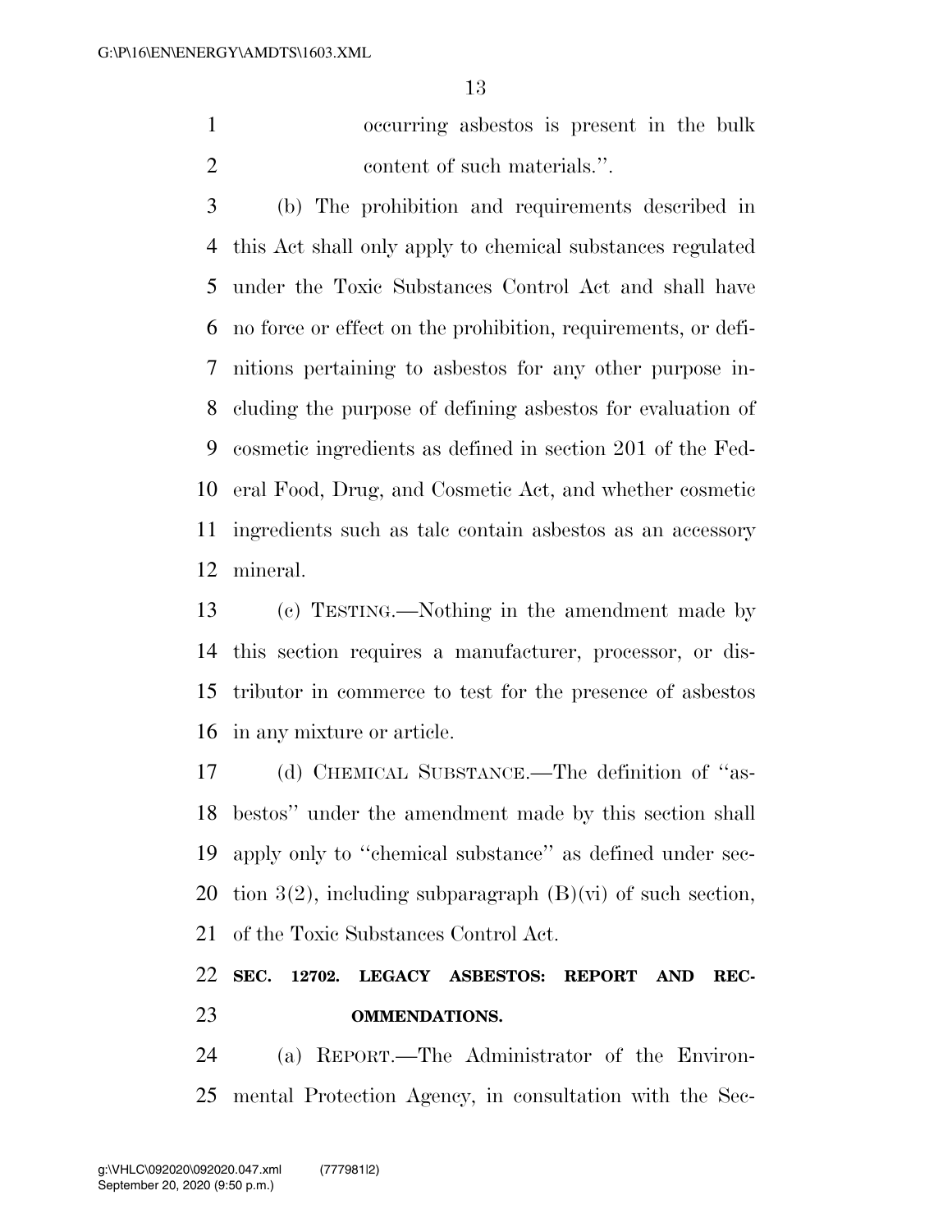occurring asbestos is present in the bulk content of such materials.''.

(b) The prohibition and requirements described in this Act shall only apply to chemical substances regulated under the Toxic Substances Control Act and shall have no force or effect on the prohibition, requirements, or definitions pertaining to asbestos for any other purpose including the purpose of defining asbestos for evaluation of cosmetic ingredients as defined in section 201 of the Federal Food, Drug, and Cosmetic Act, and whether cosmetic ingredients such as talc contain asbestos as an accessory mineral.

(c) TESTING.—Nothing in the amendment made by this section requires a manufacturer, processor, or distributor in commerce to test for the presence of asbestos in any mixture or article.

(d) CHEMICAL SUBSTANCE.—The definition of ''asbestos'' under the amendment made by this section shall apply only to ''chemical substance'' as defined under section 3(2), including subparagraph (B)(vi) of such section, of the Toxic Substances Control Act.

**SEC. 12702. LEGACY ASBESTOS: REPORT AND RECOMMENDATIONS.**

(a) REPORT.—The Administrator of the Environmental Protection Agency, in consultation with the Sec-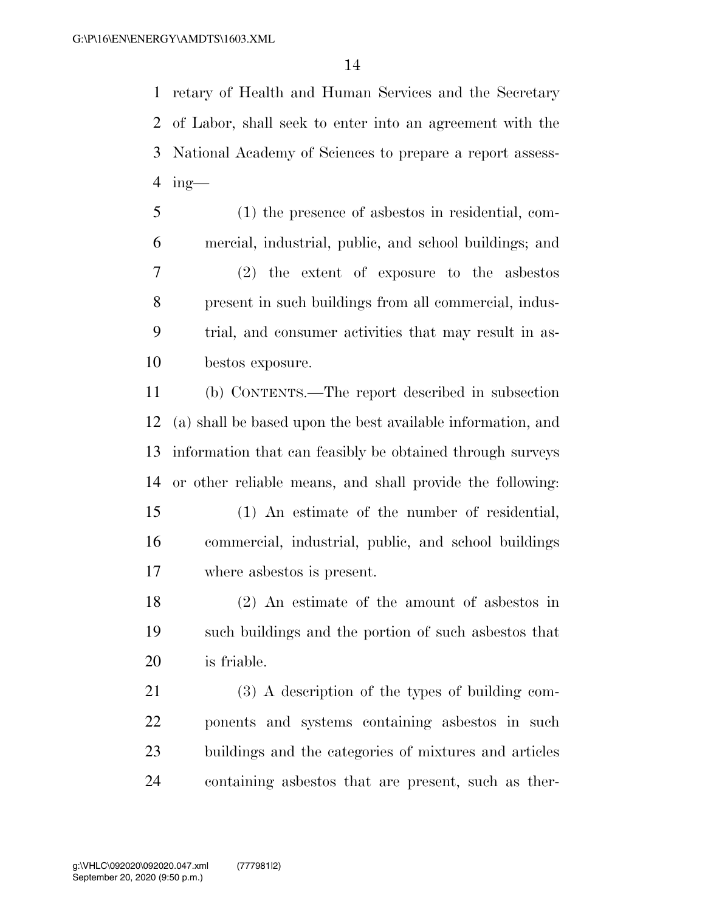retary of Health and Human Services and the Secretary of Labor, shall seek to enter into an agreement with the National Academy of Sciences to prepare a report assessing—

(1) the presence of asbestos in residential, commercial, industrial, public, and school buildings; and

(2) the extent of exposure to the asbestos present in such buildings from all commercial, industrial, and consumer activities that may result in asbestos exposure.

(b) CONTENTS.—The report described in subsection (a) shall be based upon the best available information, and information that can feasibly be obtained through surveys or other reliable means, and shall provide the following:

(1) An estimate of the number of residential, commercial, industrial, public, and school buildings where asbestos is present.

(2) An estimate of the amount of asbestos in such buildings and the portion of such asbestos that is friable.

(3) A description of the types of building components and systems containing asbestos in such buildings and the categories of mixtures and articles containing asbestos that are present, such as ther-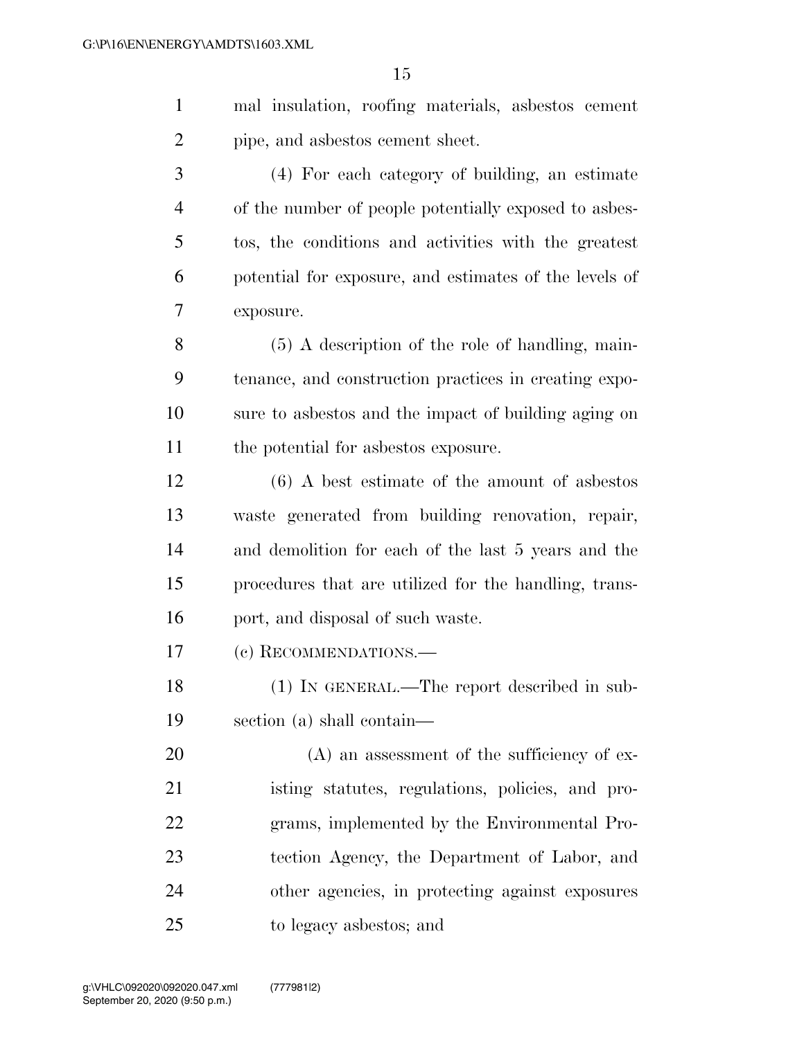mal insulation, roofing materials, asbestos cement pipe, and asbestos cement sheet.

(4) For each category of building, an estimate of the number of people potentially exposed to asbestos, the conditions and activities with the greatest potential for exposure, and estimates of the levels of exposure.

(5) A description of the role of handling, maintenance, and construction practices in creating exposure to asbestos and the impact of building aging on the potential for asbestos exposure.

(6) A best estimate of the amount of asbestos waste generated from building renovation, repair, and demolition for each of the last 5 years and the procedures that are utilized for the handling, transport, and disposal of such waste.

(c) RECOMMENDATIONS.—

(1) IN GENERAL.—The report described in subsection (a) shall contain—

(A) an assessment of the sufficiency of existing statutes, regulations, policies, and programs, implemented by the Environmental Protection Agency, the Department of Labor, and other agencies, in protecting against exposures to legacy asbestos; and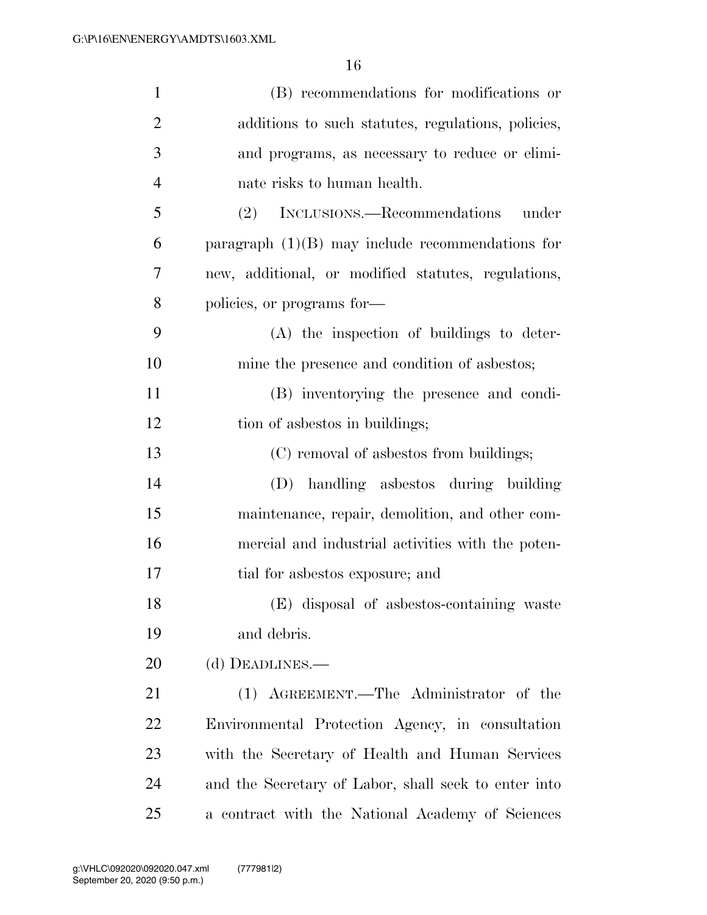(B) recommendations for modifications or additions to such statutes, regulations, policies, and programs, as necessary to reduce or eliminate risks to human health.

(2) INCLUSIONS.—Recommendations under paragraph (1)(B) may include recommendations for new, additional, or modified statutes, regulations, policies, or programs for—

(A) the inspection of buildings to determine the presence and condition of asbestos;

(B) inventorying the presence and condition of asbestos in buildings;

(C) removal of asbestos from buildings;

(D) handling asbestos during building maintenance, repair, demolition, and other commercial and industrial activities with the potential for asbestos exposure; and

(E) disposal of asbestos-containing waste and debris.

(d) DEADLINES.—

(1) AGREEMENT.—The Administrator of the Environmental Protection Agency, in consultation with the Secretary of Health and Human Services and the Secretary of Labor, shall seek to enter into a contract with the National Academy of Sciences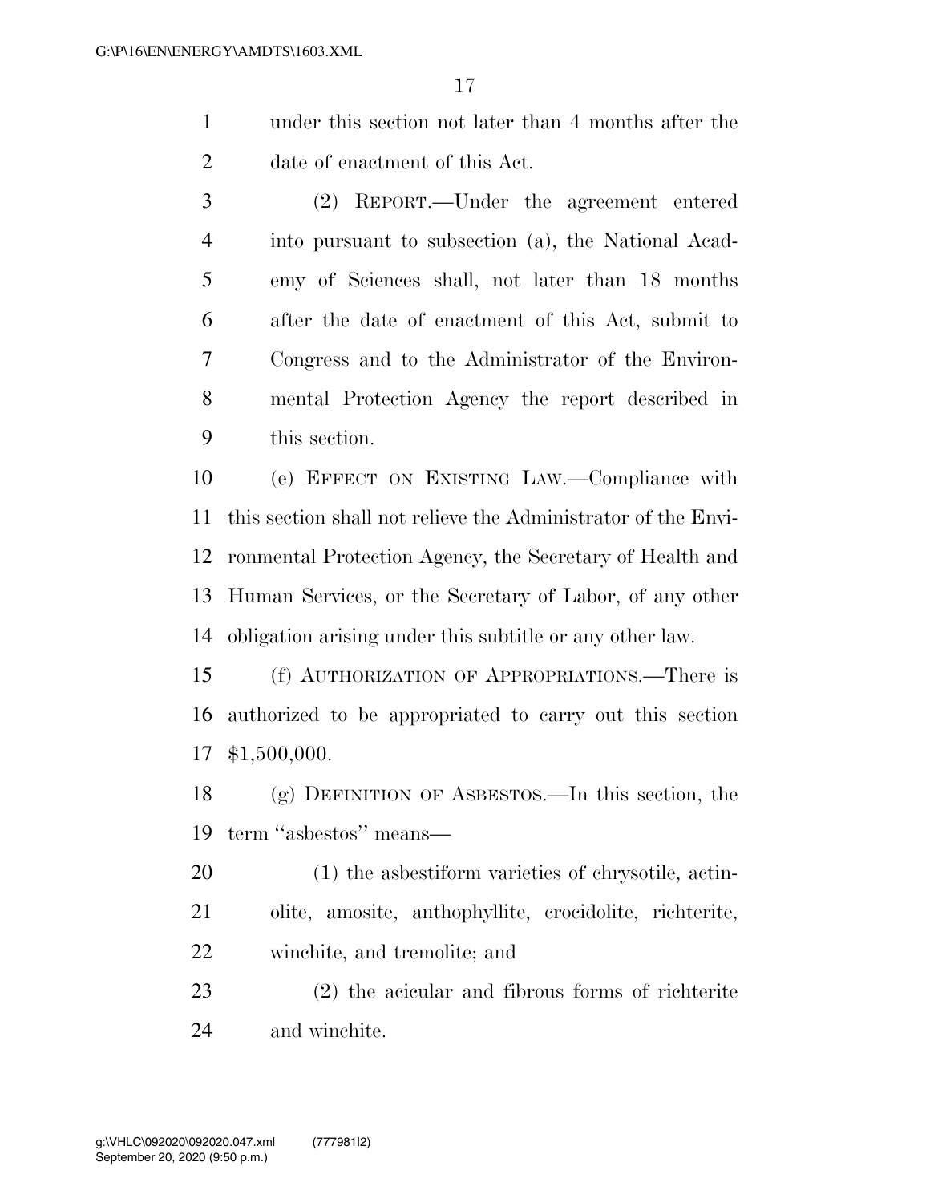under this section not later than 4 months after the date of enactment of this Act.

(2) REPORT.—Under the agreement entered into pursuant to subsection (a), the National Academy of Sciences shall, not later than 18 months after the date of enactment of this Act, submit to Congress and to the Administrator of the Environmental Protection Agency the report described in this section.

(e) EFFECT ON EXISTING LAW.—Compliance with this section shall not relieve the Administrator of the Environmental Protection Agency, the Secretary of Health and Human Services, or the Secretary of Labor, of any other obligation arising under this subtitle or any other law.

(f) AUTHORIZATION OF APPROPRIATIONS.—There is authorized to be appropriated to carry out this section $1,500,000.

(g) DEFINITION OF ASBESTOS.—In this section, the term ''asbestos'' means—

(1) the asbestiform varieties of chrysotile, actinolite, amosite, anthophyllite, crocidolite, richterite, winchite, and tremolite; and

(2) the acicular and fibrous forms of richterite and winchite.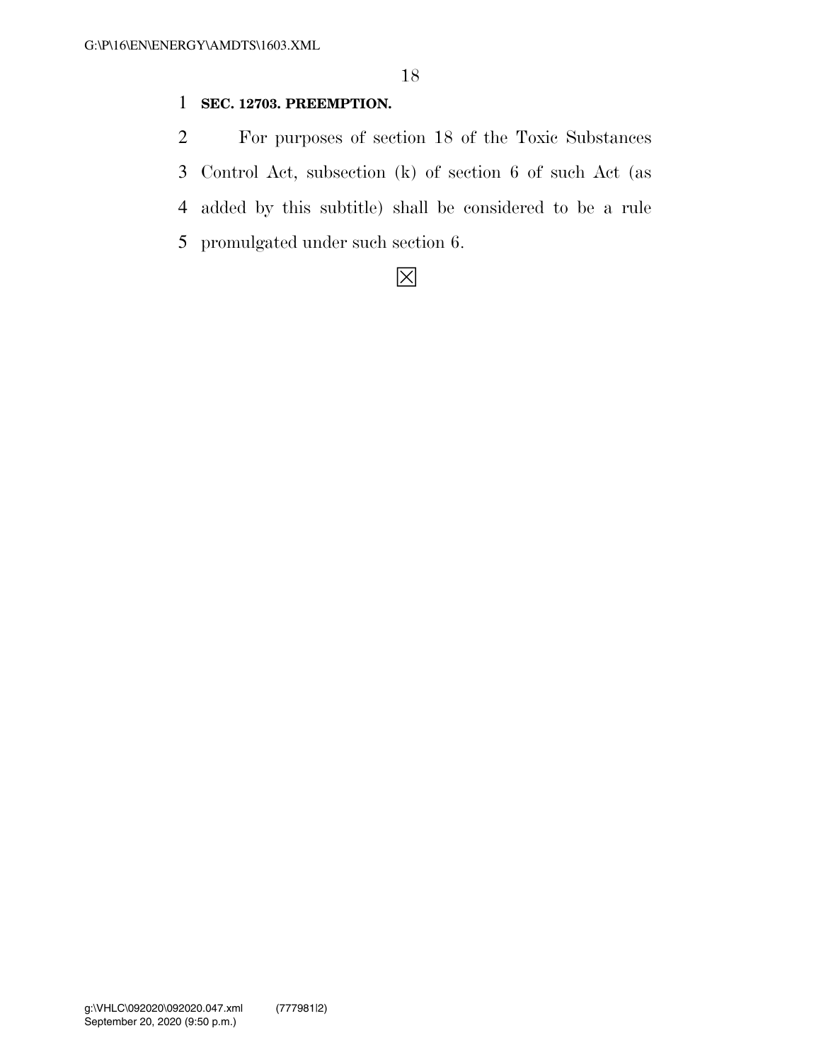**SEC. 12703. PREEMPTION.**

For purposes of section 18 of the Toxic Substances Control Act, subsection (k) of section 6 of such Act (as added by this subtitle) shall be considered to be a rule promulgated under such section 6.